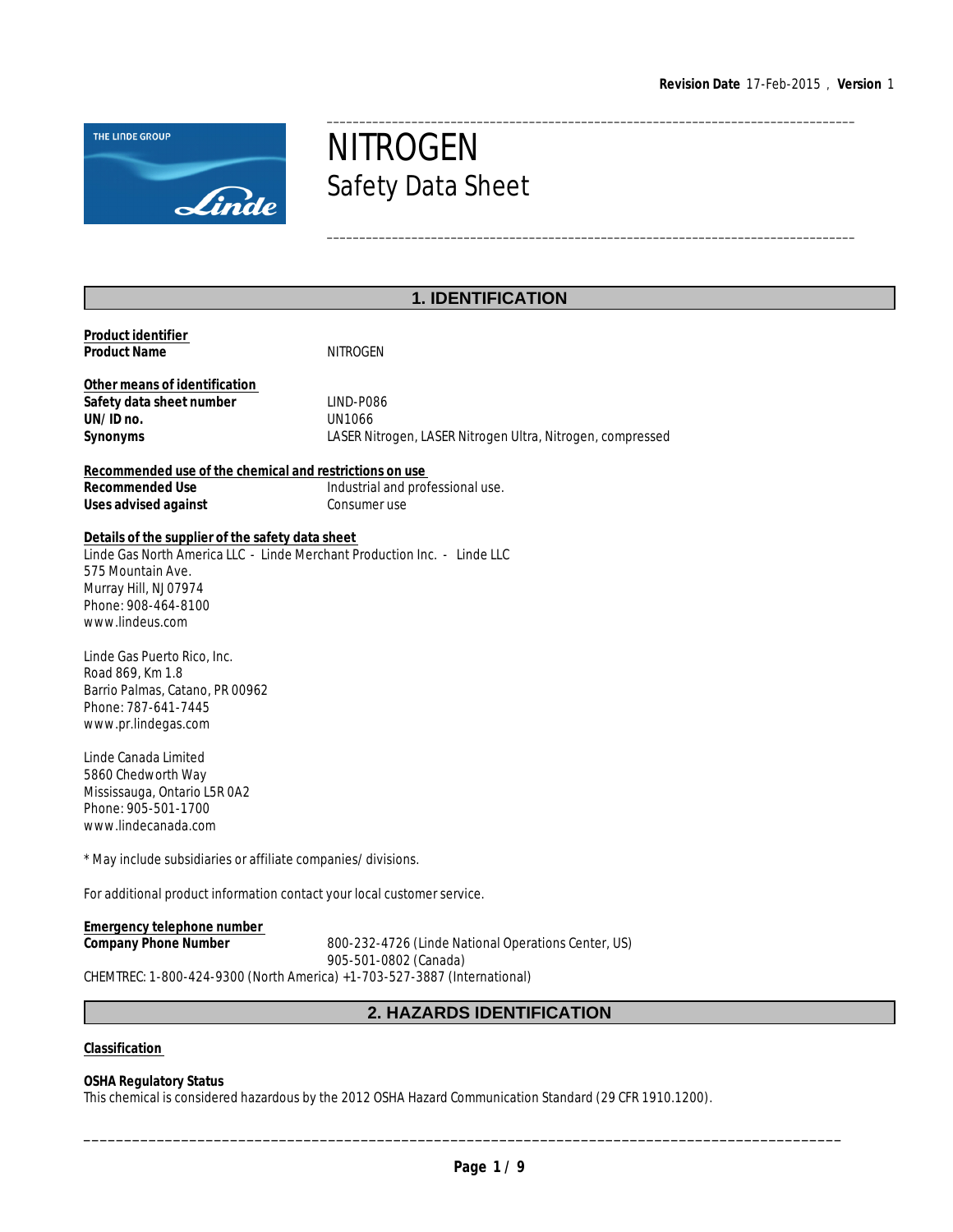**Revision Date** 17-Feb-2015 , **Version** 1

# NITROGEN
## Safety Data Sheet

## 1. IDENTIFICATION

**Product identifier**

| | |
|---|---|
| **Product Name** | NITROGEN |

**Other means of identification**

| | |
|---|---|
| **Safety data sheet number** | LIND-P086 |
| **UN/ ID no.** | UN1066 |
| **Synonyms** | LASER Nitrogen, LASER Nitrogen Ultra, Nitrogen, compressed |

**Recommended use of the chemical and restrictions on use**

| | |
|---|---|
| **Recommended Use** | Industrial and professional use. |
| **Uses advised against** | Consumer use |

**Details of the supplier of the safety data sheet**

Linde Gas North America LLC - Linde Merchant Production Inc. - Linde LLC
575 Mountain Ave.
Murray Hill, NJ 07974
Phone: 908-464-8100
www.lindeus.com

Linde Gas Puerto Rico, Inc.
Road 869, Km 1.8
Barrio Palmas, Catano, PR 00962
Phone: 787-641-7445
www.pr.lindegas.com

Linde Canada Limited
5860 Chedworth Way
Mississauga, Ontario L5R 0A2
Phone: 905-501-1700
www.lindecanada.com

* May include subsidiaries or affiliate companies/ divisions.

For additional product information contact your local customer service.

**Emergency telephone number**

**Company Phone Number** 800-232-4726 (Linde National Operations Center, US)
905-501-0802 (Canada)

CHEMTREC: 1-800-424-9300 (North America) +1-703-527-3887 (International)

## 2. HAZARDS IDENTIFICATION

**Classification**

**OSHA Regulatory Status**

This chemical is considered hazardous by the 2012 OSHA Hazard Communication Standard (29 CFR 1910.1200).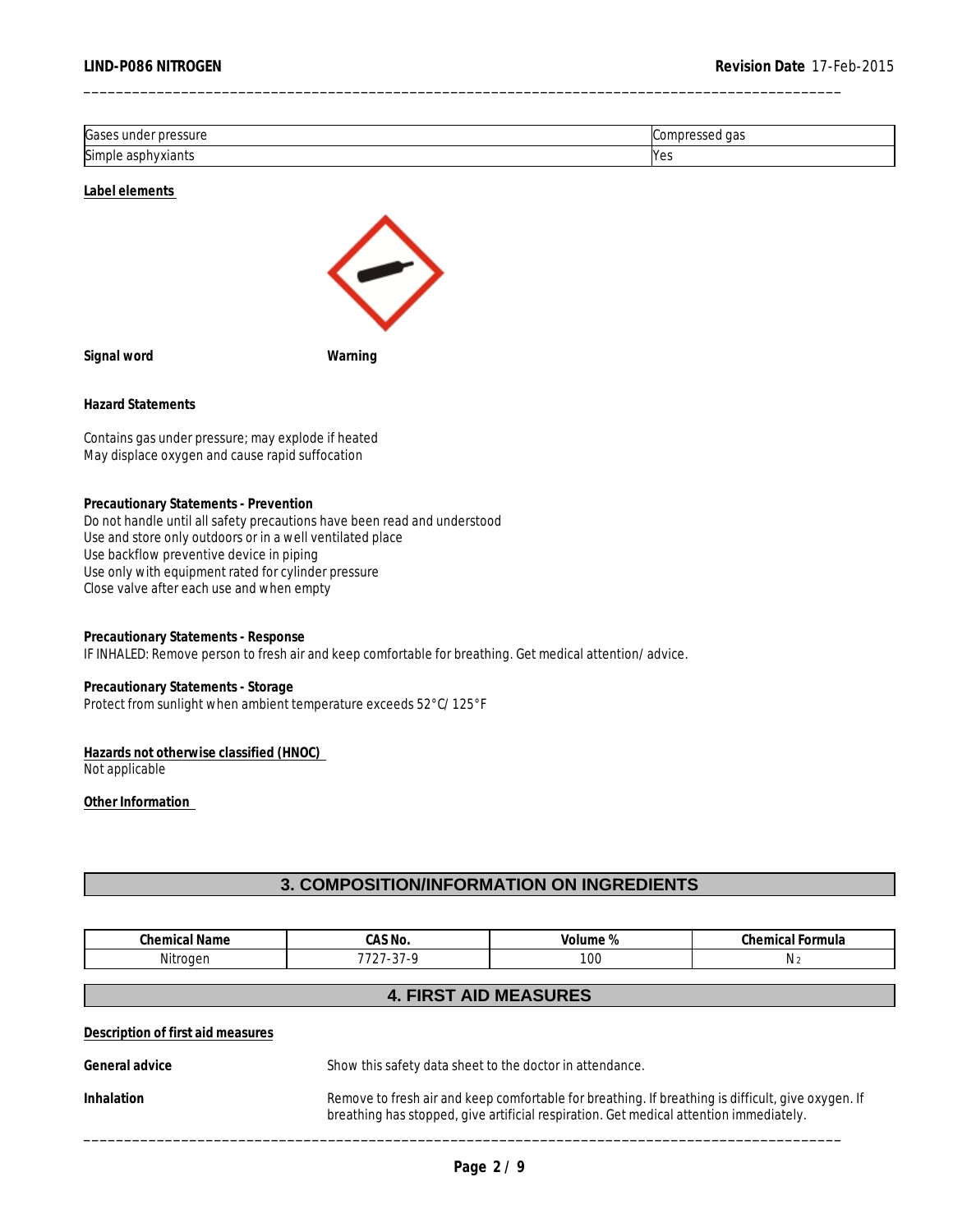| Gases under pressure | Compressed gas |
|---|---|
| Simple asphyxiants | Yes |

**Label elements**

**Signal word** **Warning**

**Hazard Statements**

Contains gas under pressure; may explode if heated
May displace oxygen and cause rapid suffocation

**Precautionary Statements - Prevention**
Do not handle until all safety precautions have been read and understood
Use and store only outdoors or in a well ventilated place
Use backflow preventive device in piping
Use only with equipment rated for cylinder pressure
Close valve after each use and when empty

**Precautionary Statements - Response**
IF INHALED: Remove person to fresh air and keep comfortable for breathing. Get medical attention/ advice.

**Precautionary Statements - Storage**
Protect from sunlight when ambient temperature exceeds 52°C/ 125°F

**Hazards not otherwise classified (HNOC)**
Not applicable

**Other Information**

## 3. COMPOSITION/INFORMATION ON INGREDIENTS

| Chemical Name | CAS No. | Volume % | Chemical Formula |
|---|---|---|---|
| Nitrogen | 7727-37-9 | 100 | $N_2$ |

## 4. FIRST AID MEASURES

**Description of first aid measures**

**General advice** Show this safety data sheet to the doctor in attendance.

**Inhalation** Remove to fresh air and keep comfortable for breathing. If breathing is difficult, give oxygen. If breathing has stopped, give artificial respiration. Get medical attention immediately.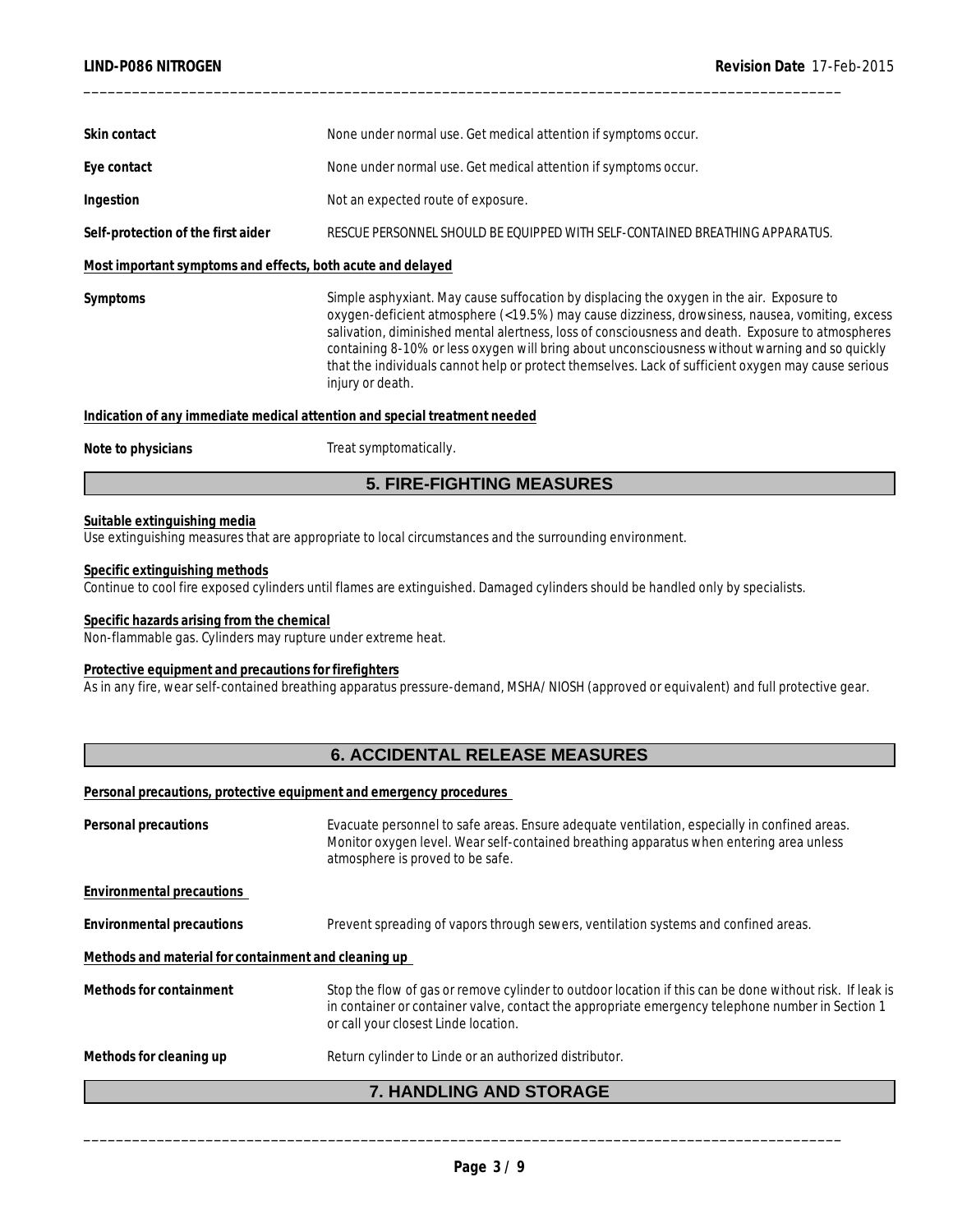| | |
|---|---|
| **Skin contact** | None under normal use. Get medical attention if symptoms occur. |
| **Eye contact** | None under normal use. Get medical attention if symptoms occur. |
| **Ingestion** | Not an expected route of exposure. |
| **Self-protection of the first aider** | RESCUE PERSONNEL SHOULD BE EQUIPPED WITH SELF-CONTAINED BREATHING APPARATUS. |

**Most important symptoms and effects, both acute and delayed**

**Symptoms** — Simple asphyxiant. May cause suffocation by displacing the oxygen in the air. Exposure to oxygen-deficient atmosphere (<19.5%) may cause dizziness, drowsiness, nausea, vomiting, excess salivation, diminished mental alertness, loss of consciousness and death. Exposure to atmospheres containing 8-10% or less oxygen will bring about unconsciousness without warning and so quickly that the individuals cannot help or protect themselves. Lack of sufficient oxygen may cause serious injury or death.

**Indication of any immediate medical attention and special treatment needed**

**Note to physicians** — Treat symptomatically.

## 5. FIRE-FIGHTING MEASURES

**Suitable extinguishing media**
Use extinguishing measures that are appropriate to local circumstances and the surrounding environment.

**Specific extinguishing methods**
Continue to cool fire exposed cylinders until flames are extinguished. Damaged cylinders should be handled only by specialists.

**Specific hazards arising from the chemical**
Non-flammable gas. Cylinders may rupture under extreme heat.

**Protective equipment and precautions for firefighters**
As in any fire, wear self-contained breathing apparatus pressure-demand, MSHA/ NIOSH (approved or equivalent) and full protective gear.

## 6. ACCIDENTAL RELEASE MEASURES

**Personal precautions, protective equipment and emergency procedures**

**Personal precautions** — Evacuate personnel to safe areas. Ensure adequate ventilation, especially in confined areas. Monitor oxygen level. Wear self-contained breathing apparatus when entering area unless atmosphere is proved to be safe.

**Environmental precautions**

**Environmental precautions** — Prevent spreading of vapors through sewers, ventilation systems and confined areas.

**Methods and material for containment and cleaning up**

**Methods for containment** — Stop the flow of gas or remove cylinder to outdoor location if this can be done without risk. If leak is in container or container valve, contact the appropriate emergency telephone number in Section 1 or call your closest Linde location.

**Methods for cleaning up** — Return cylinder to Linde or an authorized distributor.

## 7. HANDLING AND STORAGE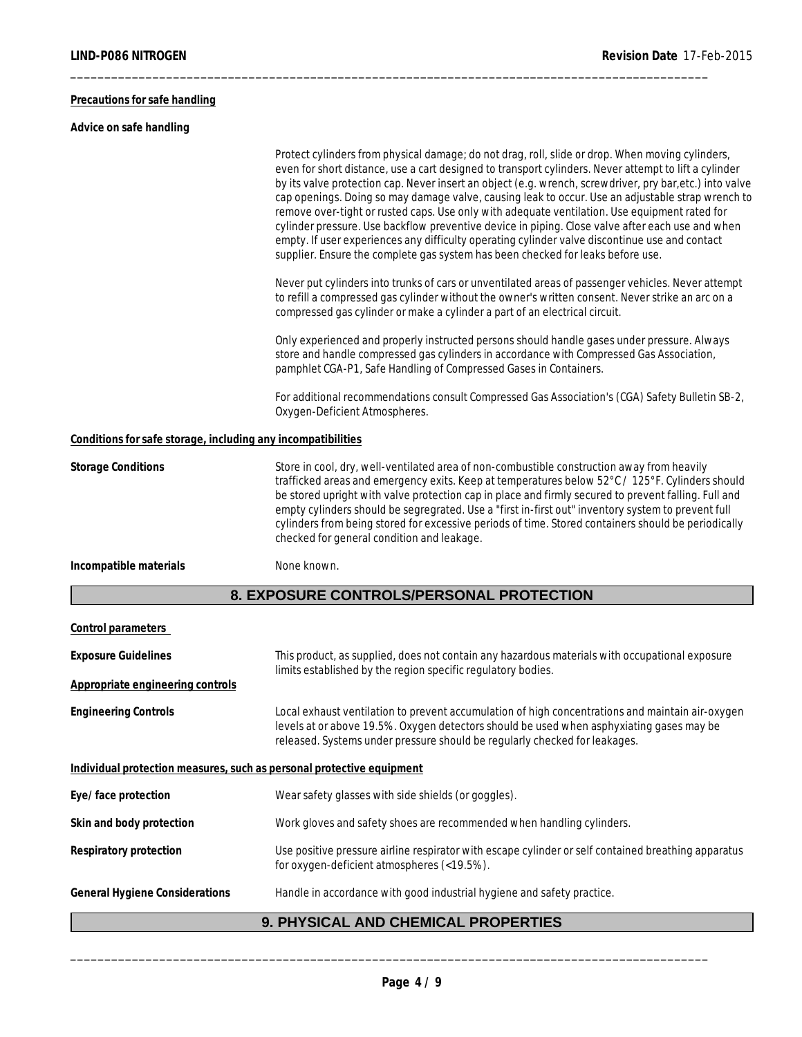**Precautions for safe handling**

**Advice on safe handling**

Protect cylinders from physical damage; do not drag, roll, slide or drop. When moving cylinders, even for short distance, use a cart designed to transport cylinders. Never attempt to lift a cylinder by its valve protection cap. Never insert an object (e.g. wrench, screwdriver, pry bar,etc.) into valve cap openings. Doing so may damage valve, causing leak to occur. Use an adjustable strap wrench to remove over-tight or rusted caps. Use only with adequate ventilation. Use equipment rated for cylinder pressure. Use backflow preventive device in piping. Close valve after each use and when empty. If user experiences any difficulty operating cylinder valve discontinue use and contact supplier. Ensure the complete gas system has been checked for leaks before use.

Never put cylinders into trunks of cars or unventilated areas of passenger vehicles. Never attempt to refill a compressed gas cylinder without the owner's written consent. Never strike an arc on a compressed gas cylinder or make a cylinder a part of an electrical circuit.

Only experienced and properly instructed persons should handle gases under pressure. Always store and handle compressed gas cylinders in accordance with Compressed Gas Association, pamphlet CGA-P1, Safe Handling of Compressed Gases in Containers.

For additional recommendations consult Compressed Gas Association's (CGA) Safety Bulletin SB-2, Oxygen-Deficient Atmospheres.

**Conditions for safe storage, including any incompatibilities**

**Storage Conditions**

Store in cool, dry, well-ventilated area of non-combustible construction away from heavily trafficked areas and emergency exits. Keep at temperatures below 52°C / 125°F. Cylinders should be stored upright with valve protection cap in place and firmly secured to prevent falling. Full and empty cylinders should be segregrated. Use a "first in-first out" inventory system to prevent full cylinders from being stored for excessive periods of time. Stored containers should be periodically checked for general condition and leakage.

**Incompatible materials**

None known.

## 8. EXPOSURE CONTROLS/PERSONAL PROTECTION

**Control parameters**

**Exposure Guidelines**

This product, as supplied, does not contain any hazardous materials with occupational exposure limits established by the region specific regulatory bodies.

**Appropriate engineering controls**

**Engineering Controls**

Local exhaust ventilation to prevent accumulation of high concentrations and maintain air-oxygen levels at or above 19.5%. Oxygen detectors should be used when asphyxiating gases may be released. Systems under pressure should be regularly checked for leakages.

**Individual protection measures, such as personal protective equipment**

**Eye/ face protection**

Wear safety glasses with side shields (or goggles).

**Skin and body protection**

Work gloves and safety shoes are recommended when handling cylinders.

**Respiratory protection**

Use positive pressure airline respirator with escape cylinder or self contained breathing apparatus for oxygen-deficient atmospheres (<19.5%).

**General Hygiene Considerations**

Handle in accordance with good industrial hygiene and safety practice.

## 9. PHYSICAL AND CHEMICAL PROPERTIES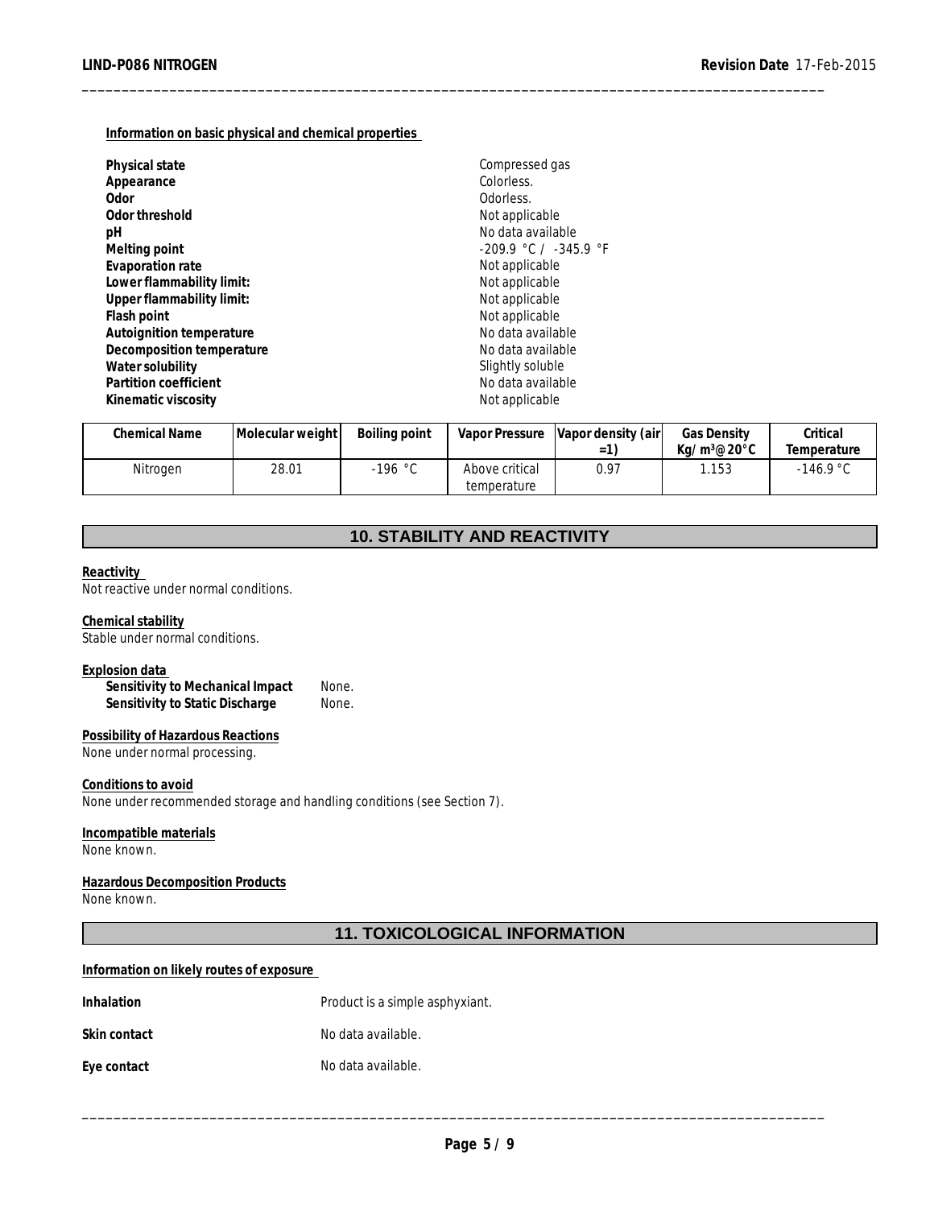**Information on basic physical and chemical properties**

| | |
|---|---|
| **Physical state** | Compressed gas |
| **Appearance** | Colorless. |
| **Odor** | Odorless. |
| **Odor threshold** | Not applicable |
| **pH** | No data available |
| **Melting point** | -209.9 °C / -345.9 °F |
| **Evaporation rate** | Not applicable |
| **Lower flammability limit:** | Not applicable |
| **Upper flammability limit:** | Not applicable |
| **Flash point** | Not applicable |
| **Autoignition temperature** | No data available |
| **Decomposition temperature** | No data available |
| **Water solubility** | Slightly soluble |
| **Partition coefficient** | No data available |
| **Kinematic viscosity** | Not applicable |

| Chemical Name | Molecular weight | Boiling point | Vapor Pressure | Vapor density (air =1) | Gas Density Kg/ m³@20°C | Critical Temperature |
|---|---|---|---|---|---|---|
| Nitrogen | 28.01 | -196 °C | Above critical temperature | 0.97 | 1.153 | -146.9 °C |

## 10. STABILITY AND REACTIVITY

**Reactivity**
Not reactive under normal conditions.

**Chemical stability**
Stable under normal conditions.

**Explosion data**

| | |
|---|---|
| **Sensitivity to Mechanical Impact** | None. |
| **Sensitivity to Static Discharge** | None. |

**Possibility of Hazardous Reactions**
None under normal processing.

**Conditions to avoid**
None under recommended storage and handling conditions (see Section 7).

**Incompatible materials**
None known.

**Hazardous Decomposition Products**
None known.

## 11. TOXICOLOGICAL INFORMATION

**Information on likely routes of exposure**

| | |
|---|---|
| **Inhalation** | Product is a simple asphyxiant. |
| **Skin contact** | No data available. |
| **Eye contact** | No data available. |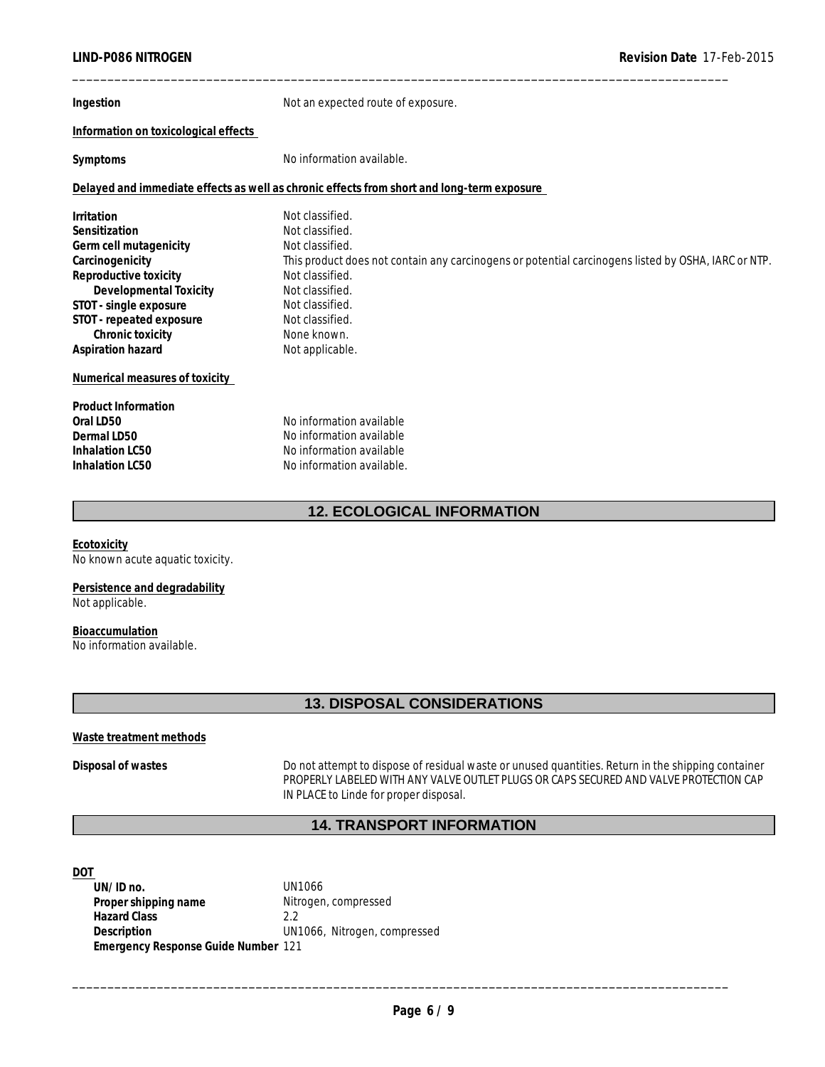**Ingestion** Not an expected route of exposure.

**Information on toxicological effects**

**Symptoms** No information available.

**Delayed and immediate effects as well as chronic effects from short and long-term exposure**

| | |
|---|---|
| **Irritation** | Not classified. |
| **Sensitization** | Not classified. |
| **Germ cell mutagenicity** | Not classified. |
| **Carcinogenicity** | This product does not contain any carcinogens or potential carcinogens listed by OSHA, IARC or NTP. |
| **Reproductive toxicity** | Not classified. |
| **Developmental Toxicity** | Not classified. |
| **STOT - single exposure** | Not classified. |
| **STOT - repeated exposure** | Not classified. |
| **Chronic toxicity** | None known. |
| **Aspiration hazard** | Not applicable. |

**Numerical measures of toxicity**

**Product Information**

| | |
|---|---|
| **Oral LD50** | No information available |
| **Dermal LD50** | No information available |
| **Inhalation LC50** | No information available |
| **Inhalation LC50** | No information available. |

## 12. ECOLOGICAL INFORMATION

**Ecotoxicity**
No known acute aquatic toxicity.

**Persistence and degradability**
Not applicable.

**Bioaccumulation**
No information available.

## 13. DISPOSAL CONSIDERATIONS

**Waste treatment methods**

**Disposal of wastes** Do not attempt to dispose of residual waste or unused quantities. Return in the shipping container PROPERLY LABELED WITH ANY VALVE OUTLET PLUGS OR CAPS SECURED AND VALVE PROTECTION CAP IN PLACE to Linde for proper disposal.

## 14. TRANSPORT INFORMATION

**DOT**

| | |
|---|---|
| **UN/ID no.** | UN1066 |
| **Proper shipping name** | Nitrogen, compressed |
| **Hazard Class** | 2.2 |
| **Description** | UN1066, Nitrogen, compressed |
| **Emergency Response Guide Number** | 121 |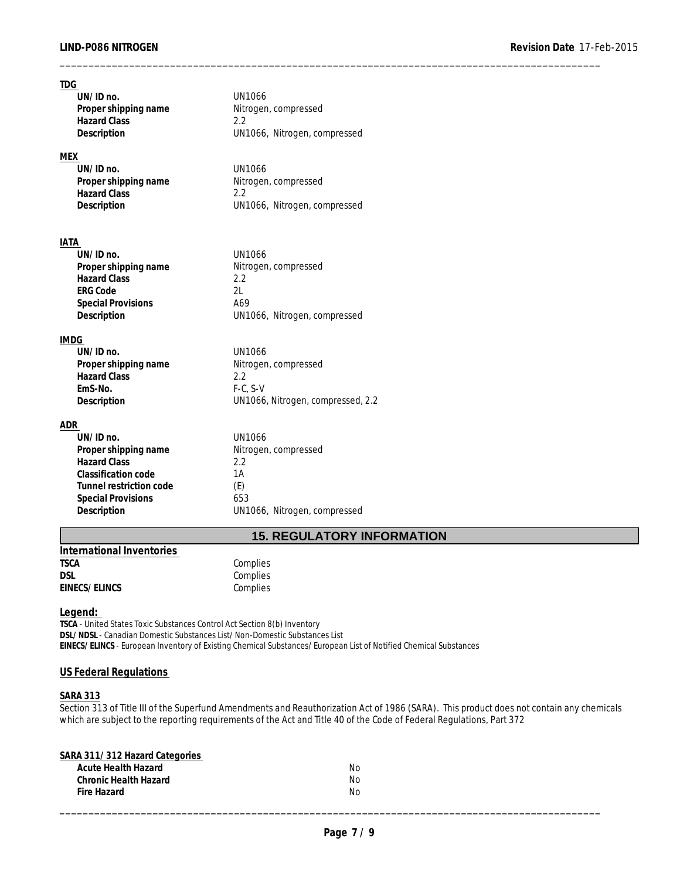**TDG**

| | |
|---|---|
| **UN/ID no.** | UN1066 |
| **Proper shipping name** | Nitrogen, compressed |
| **Hazard Class** | 2.2 |
| **Description** | UN1066, Nitrogen, compressed |

**MEX**

| | |
|---|---|
| **UN/ID no.** | UN1066 |
| **Proper shipping name** | Nitrogen, compressed |
| **Hazard Class** | 2.2 |
| **Description** | UN1066, Nitrogen, compressed |

**IATA**

| | |
|---|---|
| **UN/ID no.** | UN1066 |
| **Proper shipping name** | Nitrogen, compressed |
| **Hazard Class** | 2.2 |
| **ERG Code** | 2L |
| **Special Provisions** | A69 |
| **Description** | UN1066, Nitrogen, compressed |

**IMDG**

| | |
|---|---|
| **UN/ID no.** | UN1066 |
| **Proper shipping name** | Nitrogen, compressed |
| **Hazard Class** | 2.2 |
| **EmS-No.** | F-C, S-V |
| **Description** | UN1066, Nitrogen, compressed, 2.2 |

**ADR**

| | |
|---|---|
| **UN/ID no.** | UN1066 |
| **Proper shipping name** | Nitrogen, compressed |
| **Hazard Class** | 2.2 |
| **Classification code** | 1A |
| **Tunnel restriction code** | (E) |
| **Special Provisions** | 653 |
| **Description** | UN1066, Nitrogen, compressed |

## 15. REGULATORY INFORMATION

**International Inventories**

| | |
|---|---|
| **TSCA** | Complies |
| **DSL** | Complies |
| **EINECS/ELINCS** | Complies |

**Legend:**

**TSCA** - United States Toxic Substances Control Act Section 8(b) Inventory
**DSL/NDSL** - Canadian Domestic Substances List/Non-Domestic Substances List
**EINECS/ELINCS** - European Inventory of Existing Chemical Substances/European List of Notified Chemical Substances

**US Federal Regulations**

**SARA 313**

Section 313 of Title III of the Superfund Amendments and Reauthorization Act of 1986 (SARA). This product does not contain any chemicals which are subject to the reporting requirements of the Act and Title 40 of the Code of Federal Regulations, Part 372

**SARA 311/312 Hazard Categories**

| | |
|---|---|
| **Acute Health Hazard** | No |
| **Chronic Health Hazard** | No |
| **Fire Hazard** | No |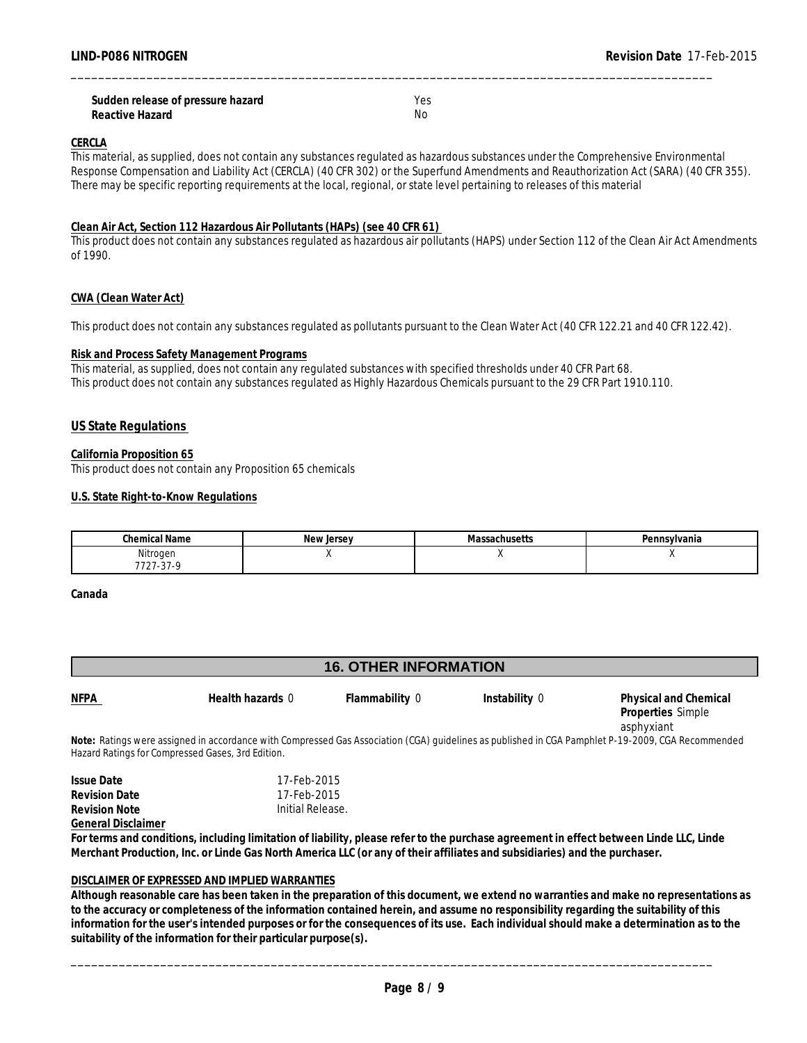| | |
|---|---|
| **Sudden release of pressure hazard** | Yes |
| **Reactive Hazard** | No |

**CERCLA**

This material, as supplied, does not contain any substances regulated as hazardous substances under the Comprehensive Environmental Response Compensation and Liability Act (CERCLA) (40 CFR 302) or the Superfund Amendments and Reauthorization Act (SARA) (40 CFR 355). There may be specific reporting requirements at the local, regional, or state level pertaining to releases of this material

**Clean Air Act, Section 112 Hazardous Air Pollutants (HAPs) (see 40 CFR 61)**

This product does not contain any substances regulated as hazardous air pollutants (HAPS) under Section 112 of the Clean Air Act Amendments of 1990.

**CWA (Clean Water Act)**

This product does not contain any substances regulated as pollutants pursuant to the Clean Water Act (40 CFR 122.21 and 40 CFR 122.42).

**Risk and Process Safety Management Programs**

This material, as supplied, does not contain any regulated substances with specified thresholds under 40 CFR Part 68.
This product does not contain any substances regulated as Highly Hazardous Chemicals pursuant to the 29 CFR Part 1910.110.

## US State Regulations

**California Proposition 65**

This product does not contain any Proposition 65 chemicals

**U.S. State Right-to-Know Regulations**

| Chemical Name | New Jersey | Massachusetts | Pennsylvania |
|---|---|---|---|
| Nitrogen 7727-37-9 | X | X | X |

**Canada**

## 16. OTHER INFORMATION

| **NFPA** | **Health hazards** 0 | **Flammability** 0 | **Instability** 0 | **Physical and Chemical Properties** Simple asphyxiant |
|---|---|---|---|---|

**Note:** Ratings were assigned in accordance with Compressed Gas Association (CGA) guidelines as published in CGA Pamphlet P-19-2009, CGA Recommended Hazard Ratings for Compressed Gases, 3rd Edition.

| | |
|---|---|
| **Issue Date** | 17-Feb-2015 |
| **Revision Date** | 17-Feb-2015 |
| **Revision Note** | Initial Release. |

**General Disclaimer**

**For terms and conditions, including limitation of liability, please refer to the purchase agreement in effect between Linde LLC, Linde Merchant Production, Inc. or Linde Gas North America LLC (or any of their affiliates and subsidiaries) and the purchaser.**

**DISCLAIMER OF EXPRESSED AND IMPLIED WARRANTIES**

**Although reasonable care has been taken in the preparation of this document, we extend no warranties and make no representations as to the accuracy or completeness of the information contained herein, and assume no responsibility regarding the suitability of this information for the user's intended purposes or for the consequences of its use. Each individual should make a determination as to the suitability of the information for their particular purpose(s).**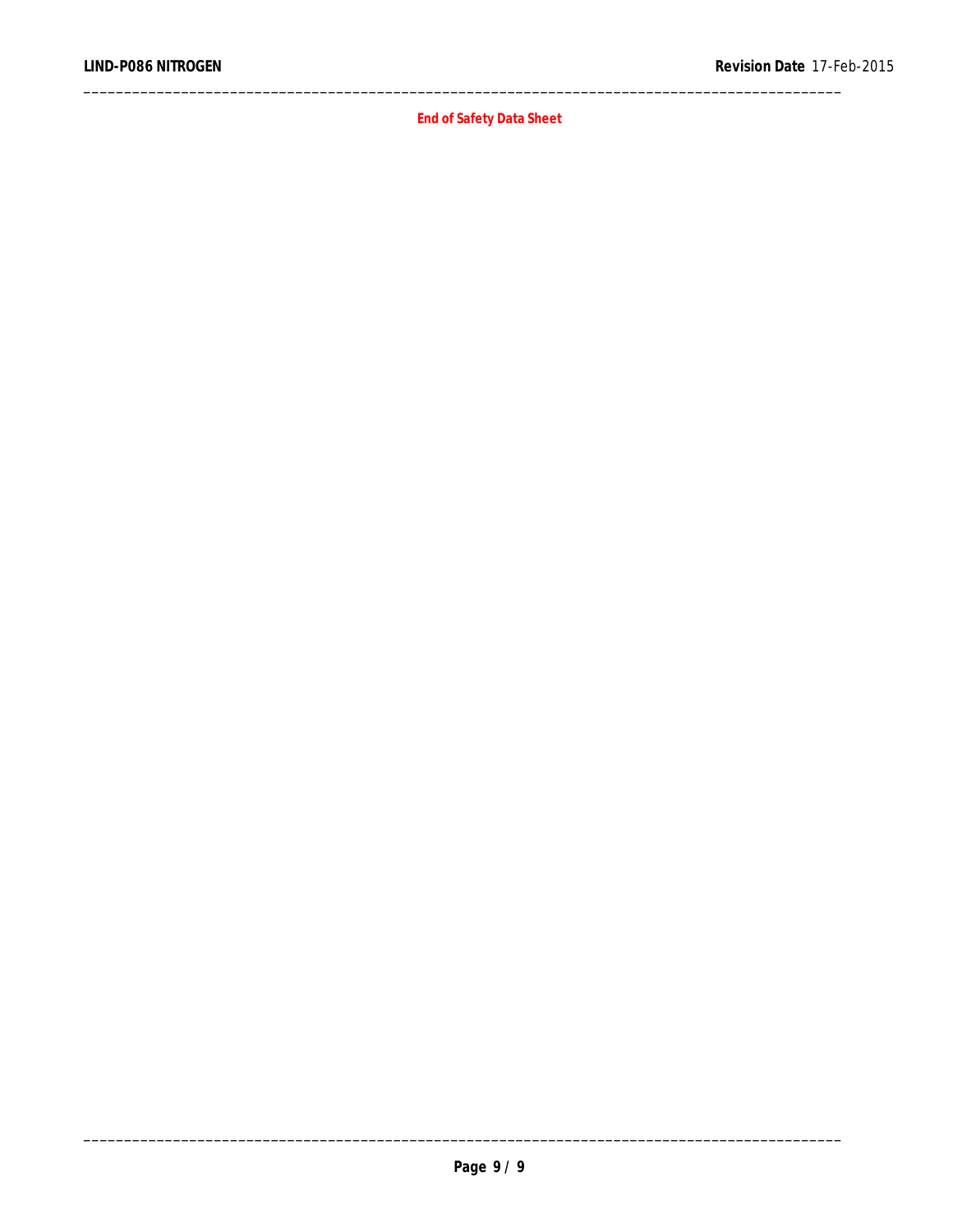**End of Safety Data Sheet**